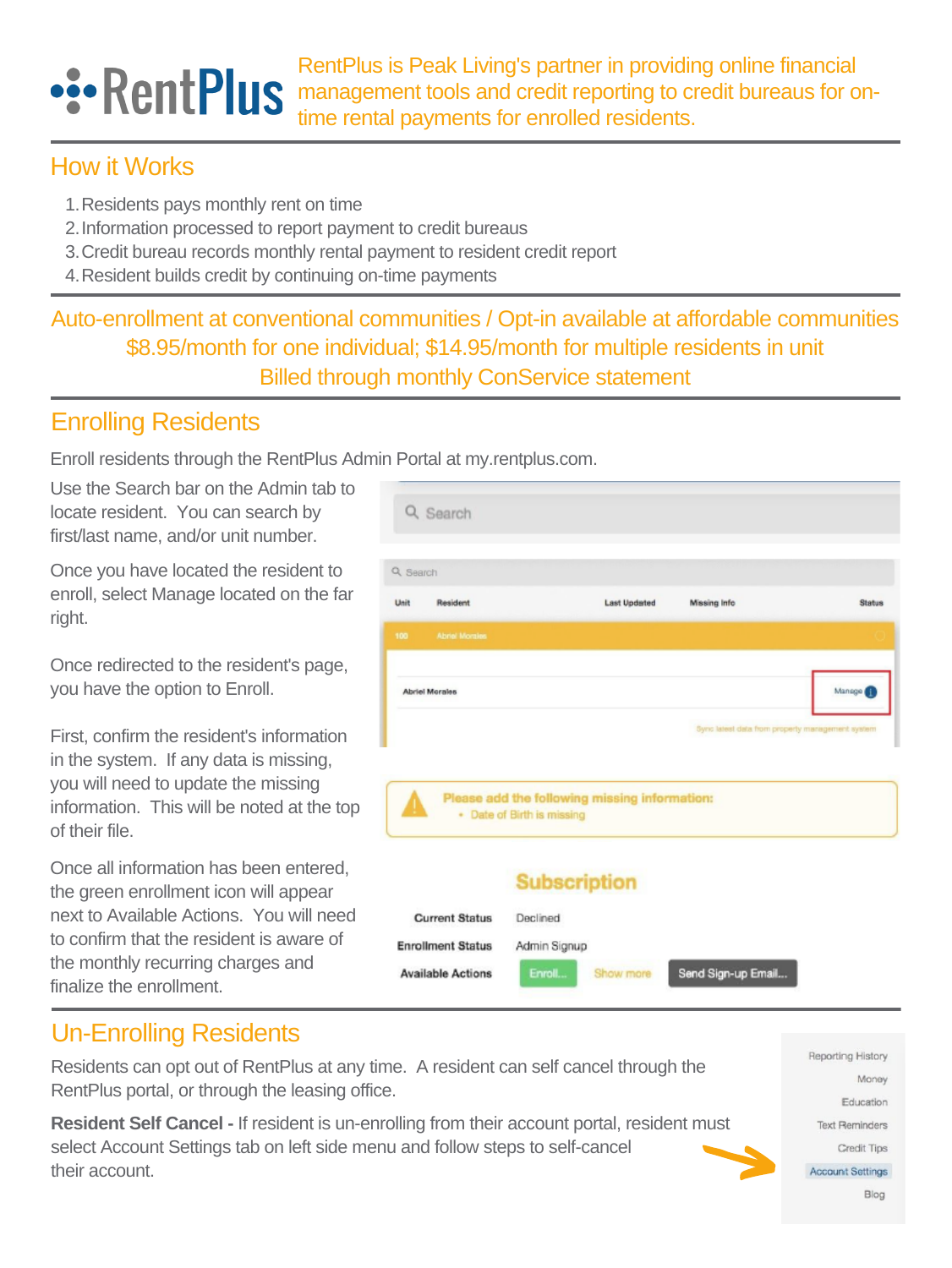# RentPlus

RentPlus is Peak Living's partner in providing online financial management tools and credit reporting to credit bureaus for on-time rental payments for enrolled residents.

## How it Works

1. Residents pays monthly rent on time
2. Information processed to report payment to credit bureaus
3. Credit bureau records monthly rental payment to resident credit report
4. Resident builds credit by continuing on-time payments

Auto-enrollment at conventional communities / Opt-in available at affordable communities
$8.95/month for one individual; $14.95/month for multiple residents in unit
Billed through monthly ConService statement

## Enrolling Residents

Enroll residents through the RentPlus Admin Portal at my.rentplus.com.

Use the Search bar on the Admin tab to locate resident. You can search by first/last name, and/or unit number.

Once you have located the resident to enroll, select Manage located on the far right.

Once redirected to the resident's page, you have the option to Enroll.

First, confirm the resident's information in the system. If any data is missing, you will need to update the missing information. This will be noted at the top of their file.

Once all information has been entered, the green enrollment icon will appear next to Available Actions. You will need to confirm that the resident is aware of the monthly recurring charges and finalize the enrollment.

## Un-Enrolling Residents

Residents can opt out of RentPlus at any time. A resident can self cancel through the RentPlus portal, or through the leasing office.

**Resident Self Cancel -** If resident is un-enrolling from their account portal, resident must select Account Settings tab on left side menu and follow steps to self-cancel their account.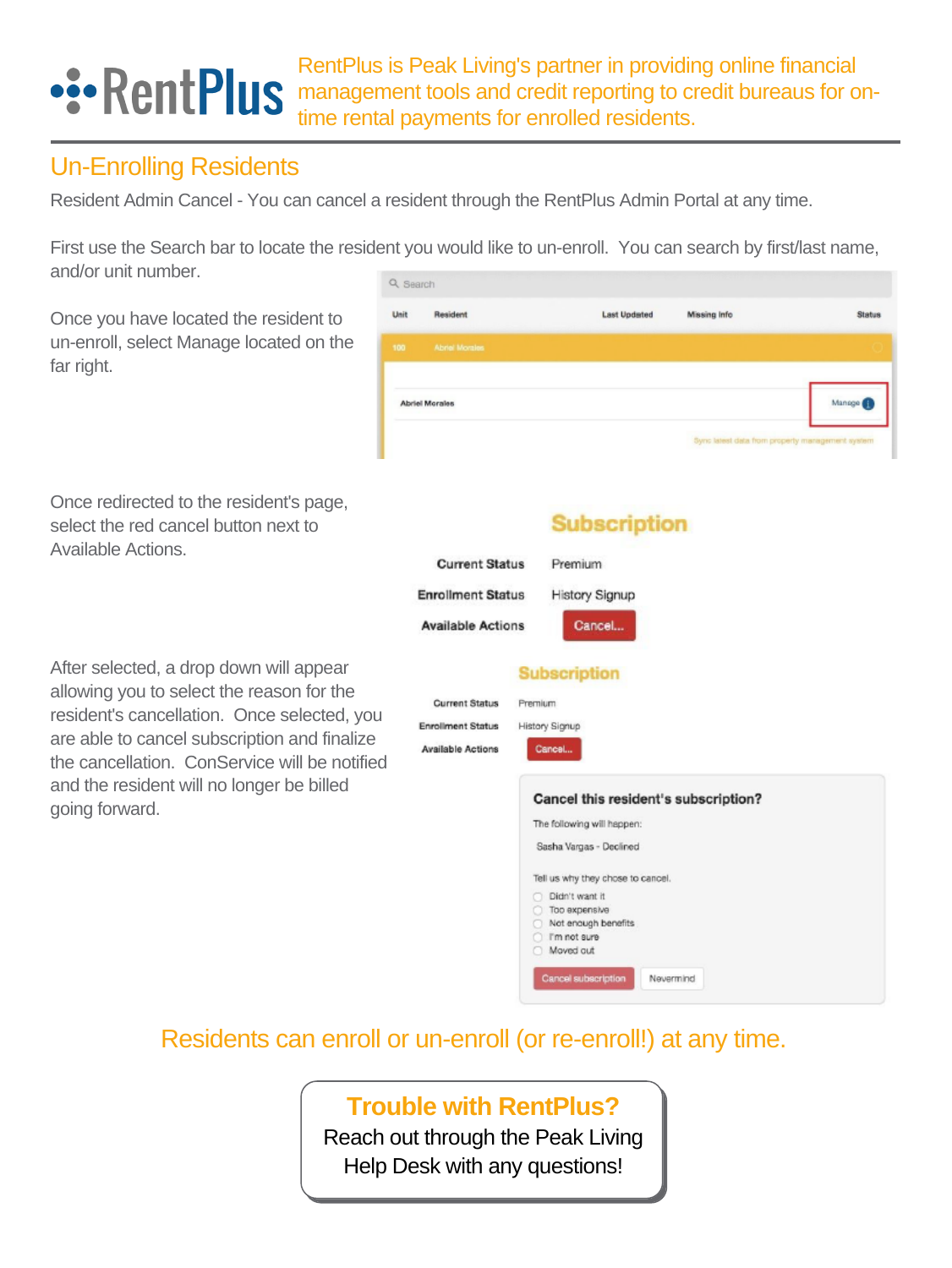RentPlus

RentPlus is Peak Living's partner in providing online financial management tools and credit reporting to credit bureaus for on-time rental payments for enrolled residents.

## Un-Enrolling Residents

Resident Admin Cancel - You can cancel a resident through the RentPlus Admin Portal at any time.

First use the Search bar to locate the resident you would like to un-enroll. You can search by first/last name, and/or unit number.

Once you have located the resident to un-enroll, select Manage located on the far right.

Search

| Unit | Resident | Last Updated | Missing Info | Status |
|---|---|---|---|---|
| 100 | Abriel Morales | | | |

Abriel Morales — Manage

Sync latest data from property management system

Once redirected to the resident's page, select the red cancel button next to Available Actions.

**Subscription**

| | |
|---|---|
| Current Status | Premium |
| Enrollment Status | History Signup |
| Available Actions | Cancel... |

After selected, a drop down will appear allowing you to select the reason for the resident's cancellation. Once selected, you are able to cancel subscription and finalize the cancellation. ConService will be notified and the resident will no longer be billed going forward.

**Subscription**

| | |
|---|---|
| Current Status | Premium |
| Enrollment Status | History Signup |
| Available Actions | Cancel... |

**Cancel this resident's subscription?**

The following will happen:

Sasha Vargas - Declined

Tell us why they chose to cancel.

- Didn't want it
- Too expensive
- Not enough benefits
- I'm not sure
- Moved out

Cancel subscription | Nevermind

Residents can enroll or un-enroll (or re-enroll!) at any time.

**Trouble with RentPlus?**

Reach out through the Peak Living Help Desk with any questions!